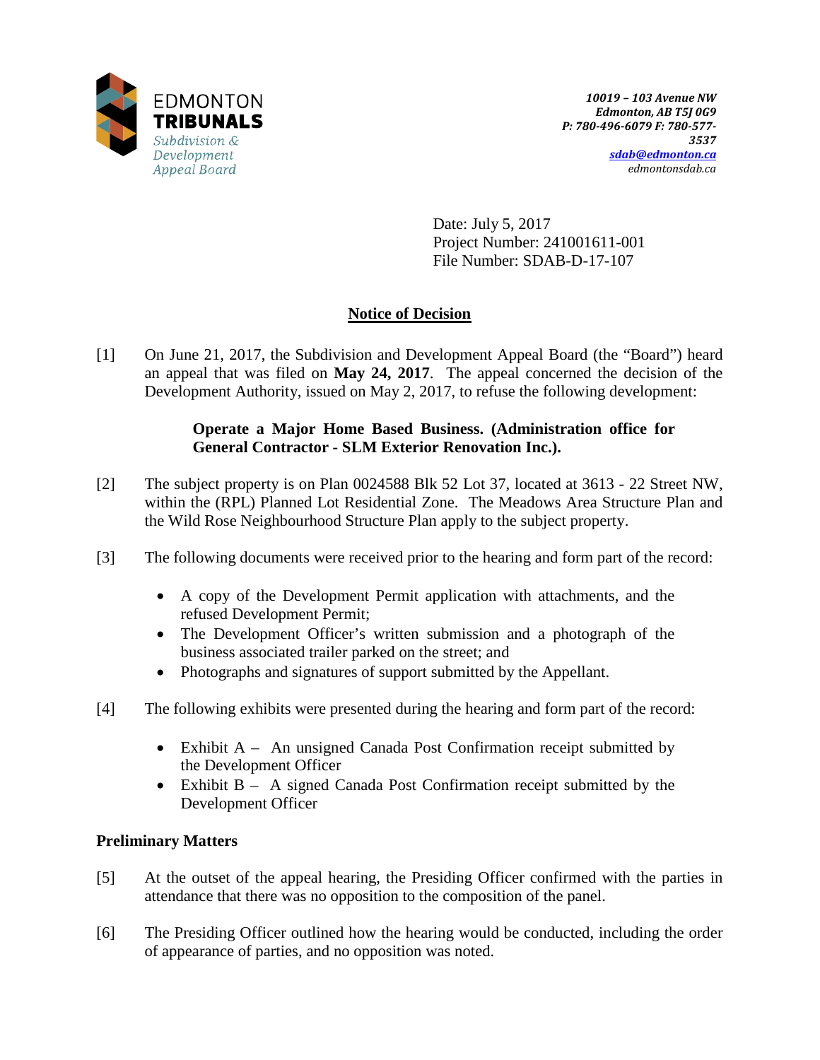EDMONTON **TRIBUNALS**
*Subdivision & Development Appeal Board*

*10019 – 103 Avenue NW*
*Edmonton, AB T5J 0G9*
*P: 780-496-6079 F: 780-577-3537*
*sdab@edmonton.ca*
*edmontonsdab.ca*

Date: July 5, 2017
Project Number: 241001611-001
File Number: SDAB-D-17-107

## Notice of Decision

[1] On June 21, 2017, the Subdivision and Development Appeal Board (the "Board") heard an appeal that was filed on **May 24, 2017**. The appeal concerned the decision of the Development Authority, issued on May 2, 2017, to refuse the following development:

> **Operate a Major Home Based Business. (Administration office for General Contractor - SLM Exterior Renovation Inc.).**

[2] The subject property is on Plan 0024588 Blk 52 Lot 37, located at 3613 - 22 Street NW, within the (RPL) Planned Lot Residential Zone. The Meadows Area Structure Plan and the Wild Rose Neighbourhood Structure Plan apply to the subject property.

[3] The following documents were received prior to the hearing and form part of the record:

- A copy of the Development Permit application with attachments, and the refused Development Permit;
- The Development Officer's written submission and a photograph of the business associated trailer parked on the street; and
- Photographs and signatures of support submitted by the Appellant.

[4] The following exhibits were presented during the hearing and form part of the record:

- Exhibit A – An unsigned Canada Post Confirmation receipt submitted by the Development Officer
- Exhibit B – A signed Canada Post Confirmation receipt submitted by the Development Officer

### Preliminary Matters

[5] At the outset of the appeal hearing, the Presiding Officer confirmed with the parties in attendance that there was no opposition to the composition of the panel.

[6] The Presiding Officer outlined how the hearing would be conducted, including the order of appearance of parties, and no opposition was noted.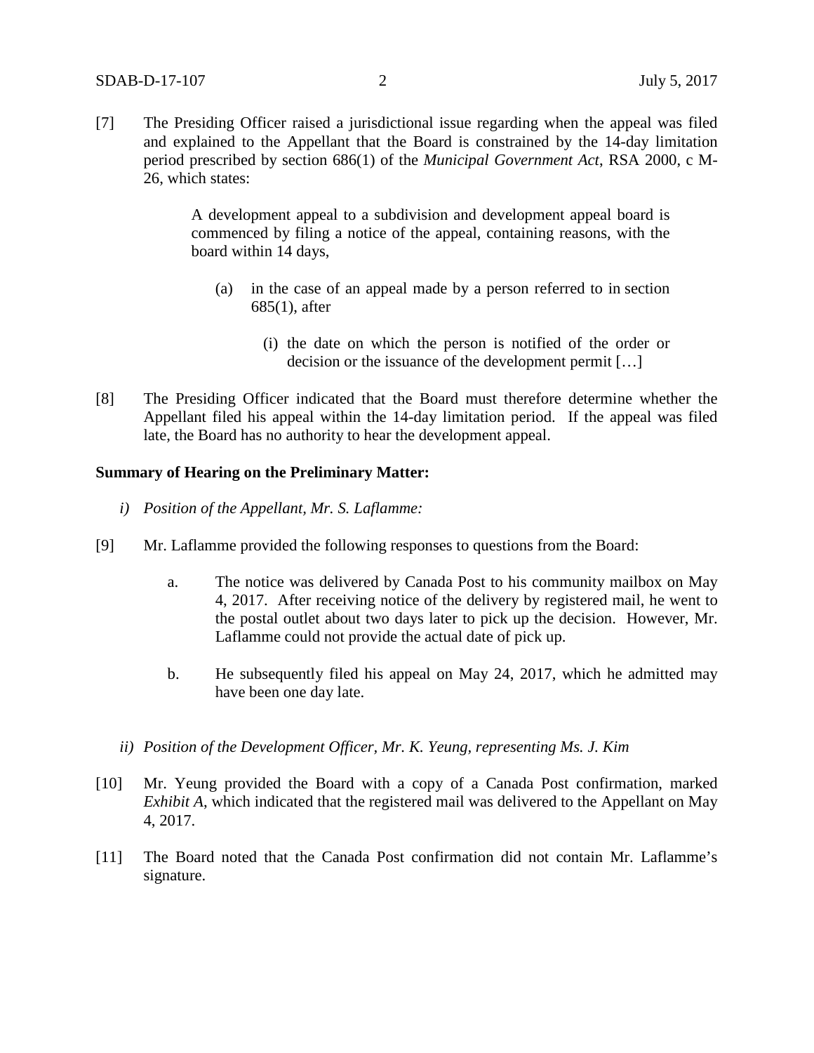[7] The Presiding Officer raised a jurisdictional issue regarding when the appeal was filed and explained to the Appellant that the Board is constrained by the 14-day limitation period prescribed by section 686(1) of the *Municipal Government Act*, RSA 2000, c M-26, which states:

> A development appeal to a subdivision and development appeal board is commenced by filing a notice of the appeal, containing reasons, with the board within 14 days,
>
> (a) in the case of an appeal made by a person referred to in section 685(1), after
>
> (i) the date on which the person is notified of the order or decision or the issuance of the development permit […]

[8] The Presiding Officer indicated that the Board must therefore determine whether the Appellant filed his appeal within the 14-day limitation period. If the appeal was filed late, the Board has no authority to hear the development appeal.

**Summary of Hearing on the Preliminary Matter:**

*i) Position of the Appellant, Mr. S. Laflamme:*

[9] Mr. Laflamme provided the following responses to questions from the Board:

a. The notice was delivered by Canada Post to his community mailbox on May 4, 2017. After receiving notice of the delivery by registered mail, he went to the postal outlet about two days later to pick up the decision. However, Mr. Laflamme could not provide the actual date of pick up.

b. He subsequently filed his appeal on May 24, 2017, which he admitted may have been one day late.

*ii) Position of the Development Officer, Mr. K. Yeung, representing Ms. J. Kim*

[10] Mr. Yeung provided the Board with a copy of a Canada Post confirmation, marked *Exhibit A*, which indicated that the registered mail was delivered to the Appellant on May 4, 2017.

[11] The Board noted that the Canada Post confirmation did not contain Mr. Laflamme's signature.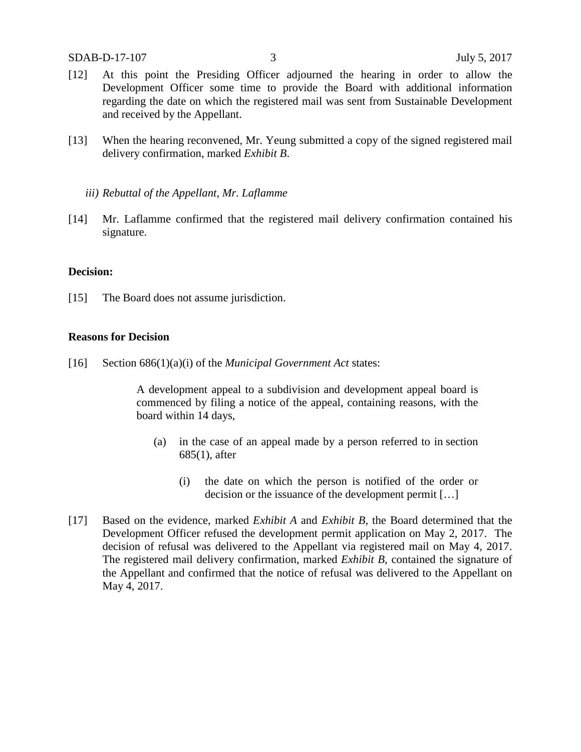[12] At this point the Presiding Officer adjourned the hearing in order to allow the Development Officer some time to provide the Board with additional information regarding the date on which the registered mail was sent from Sustainable Development and received by the Appellant.

[13] When the hearing reconvened, Mr. Yeung submitted a copy of the signed registered mail delivery confirmation, marked *Exhibit B*.

*iii) Rebuttal of the Appellant, Mr. Laflamme*

[14] Mr. Laflamme confirmed that the registered mail delivery confirmation contained his signature.

**Decision:**

[15] The Board does not assume jurisdiction.

**Reasons for Decision**

[16] Section 686(1)(a)(i) of the *Municipal Government Act* states:

> A development appeal to a subdivision and development appeal board is commenced by filing a notice of the appeal, containing reasons, with the board within 14 days,
>
> (a) in the case of an appeal made by a person referred to in section 685(1), after
>
> (i) the date on which the person is notified of the order or decision or the issuance of the development permit […]

[17] Based on the evidence, marked *Exhibit A* and *Exhibit B*, the Board determined that the Development Officer refused the development permit application on May 2, 2017. The decision of refusal was delivered to the Appellant via registered mail on May 4, 2017. The registered mail delivery confirmation, marked *Exhibit B*, contained the signature of the Appellant and confirmed that the notice of refusal was delivered to the Appellant on May 4, 2017.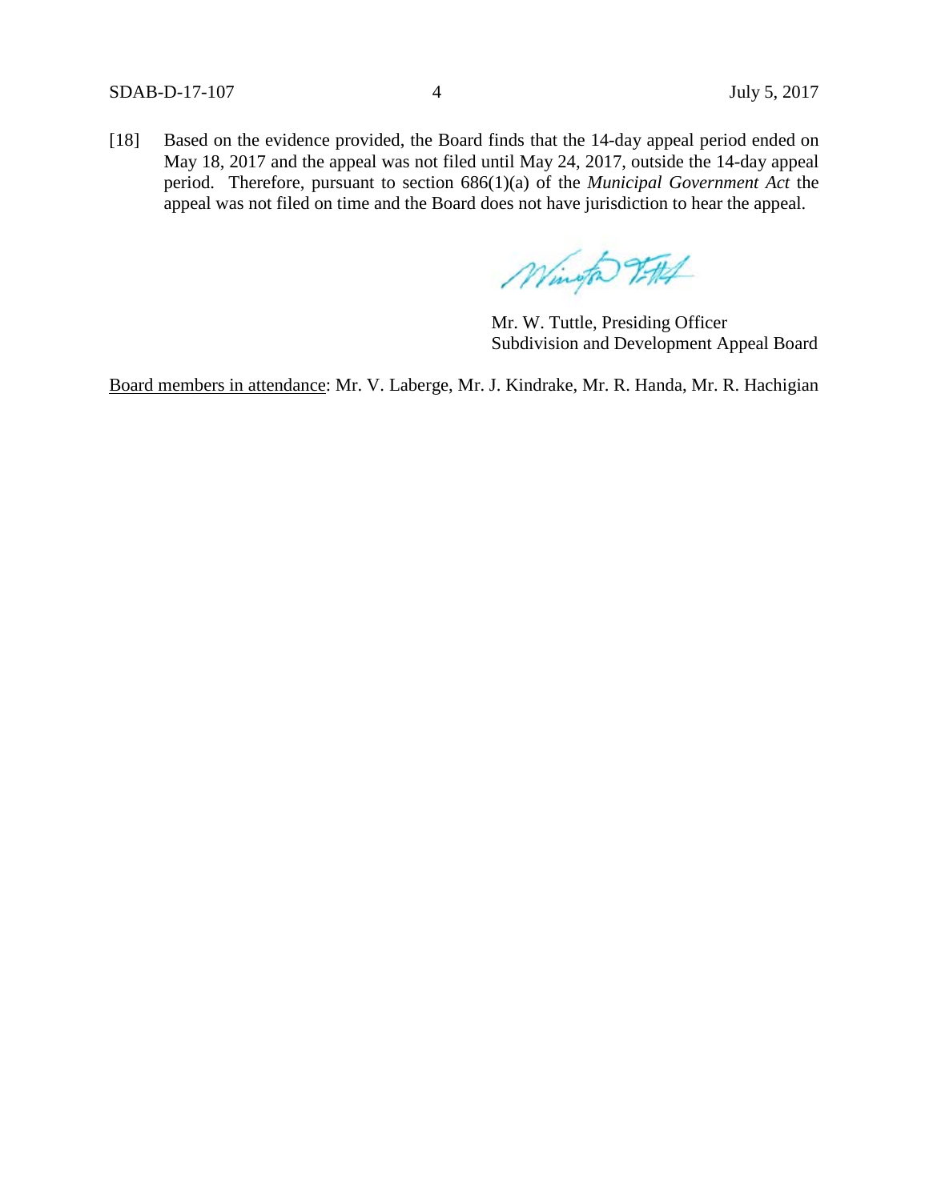[18] Based on the evidence provided, the Board finds that the 14-day appeal period ended on May 18, 2017 and the appeal was not filed until May 24, 2017, outside the 14-day appeal period. Therefore, pursuant to section 686(1)(a) of the *Municipal Government Act* the appeal was not filed on time and the Board does not have jurisdiction to hear the appeal.

Mr. W. Tuttle, Presiding Officer
Subdivision and Development Appeal Board

Board members in attendance: Mr. V. Laberge, Mr. J. Kindrake, Mr. R. Handa, Mr. R. Hachigian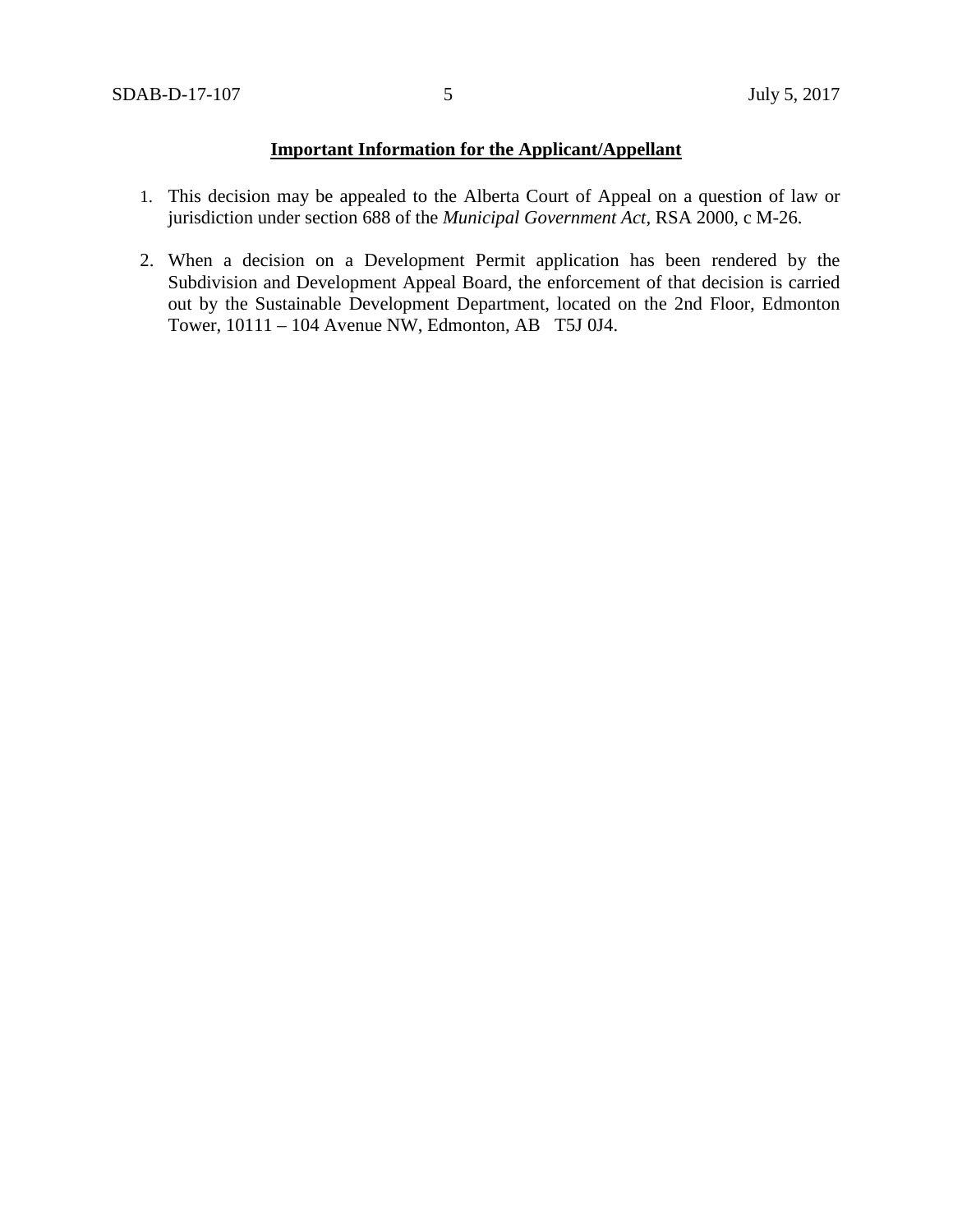**Important Information for the Applicant/Appellant**

1. This decision may be appealed to the Alberta Court of Appeal on a question of law or jurisdiction under section 688 of the *Municipal Government Act*, RSA 2000, c M-26.

2. When a decision on a Development Permit application has been rendered by the Subdivision and Development Appeal Board, the enforcement of that decision is carried out by the Sustainable Development Department, located on the 2nd Floor, Edmonton Tower, 10111 – 104 Avenue NW, Edmonton, AB T5J 0J4.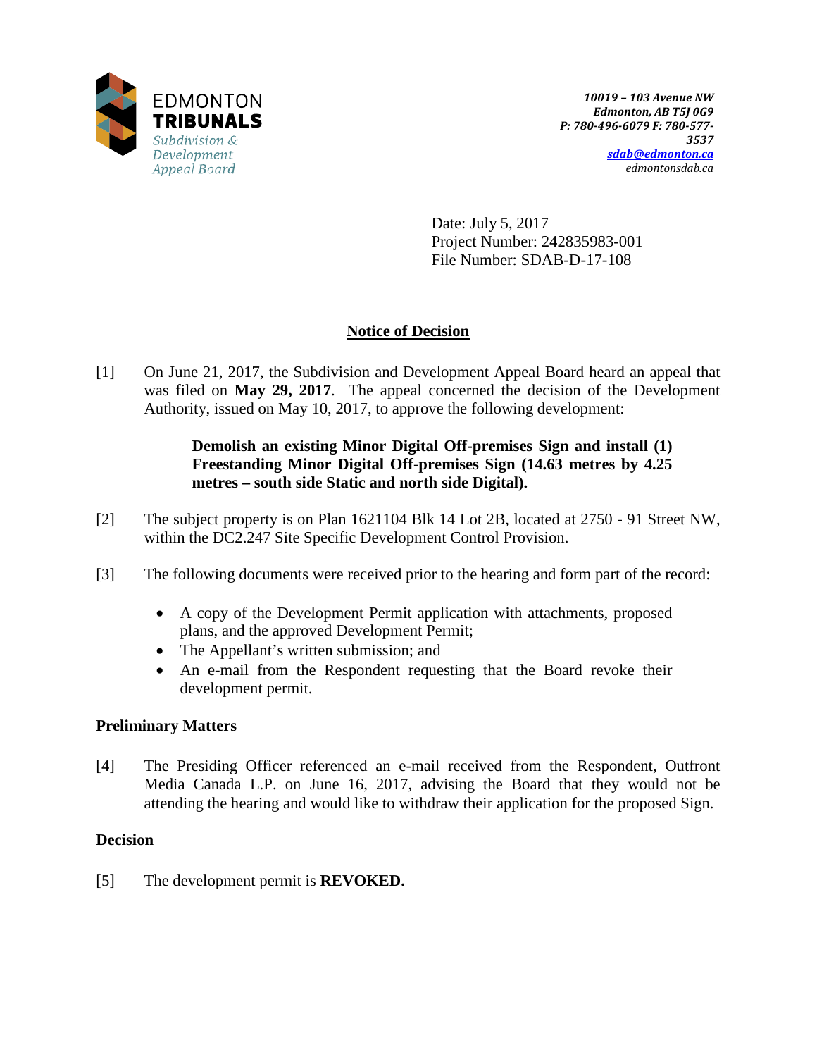EDMONTON
**TRIBUNALS**
*Subdivision & Development Appeal Board*

***10019 – 103 Avenue NW***
***Edmonton, AB T5J 0G9***
***P: 780-496-6079 F: 780-577-3537***
***sdab@edmonton.ca***
*edmontonsdab.ca*

Date: July 5, 2017
Project Number: 242835983-001
File Number: SDAB-D-17-108

## Notice of Decision

[1] On June 21, 2017, the Subdivision and Development Appeal Board heard an appeal that was filed on **May 29, 2017**. The appeal concerned the decision of the Development Authority, issued on May 10, 2017, to approve the following development:

> **Demolish an existing Minor Digital Off-premises Sign and install (1) Freestanding Minor Digital Off-premises Sign (14.63 metres by 4.25 metres – south side Static and north side Digital).**

[2] The subject property is on Plan 1621104 Blk 14 Lot 2B, located at 2750 - 91 Street NW, within the DC2.247 Site Specific Development Control Provision.

[3] The following documents were received prior to the hearing and form part of the record:

- A copy of the Development Permit application with attachments, proposed plans, and the approved Development Permit;
- The Appellant's written submission; and
- An e-mail from the Respondent requesting that the Board revoke their development permit.

### Preliminary Matters

[4] The Presiding Officer referenced an e-mail received from the Respondent, Outfront Media Canada L.P. on June 16, 2017, advising the Board that they would not be attending the hearing and would like to withdraw their application for the proposed Sign.

### Decision

[5] The development permit is **REVOKED.**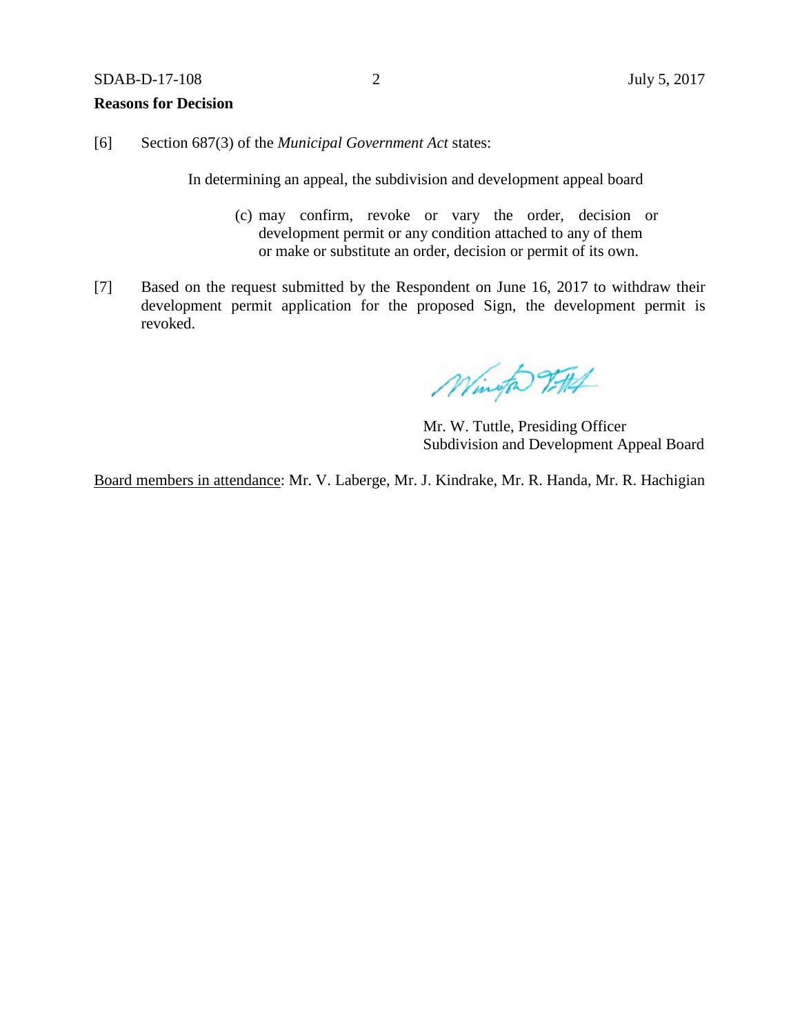**Reasons for Decision**

[6] Section 687(3) of the *Municipal Government Act* states:

> In determining an appeal, the subdivision and development appeal board
>
> (c) may confirm, revoke or vary the order, decision or development permit or any condition attached to any of them or make or substitute an order, decision or permit of its own.

[7] Based on the request submitted by the Respondent on June 16, 2017 to withdraw their development permit application for the proposed Sign, the development permit is revoked.

Mr. W. Tuttle, Presiding Officer
Subdivision and Development Appeal Board

Board members in attendance: Mr. V. Laberge, Mr. J. Kindrake, Mr. R. Handa, Mr. R. Hachigian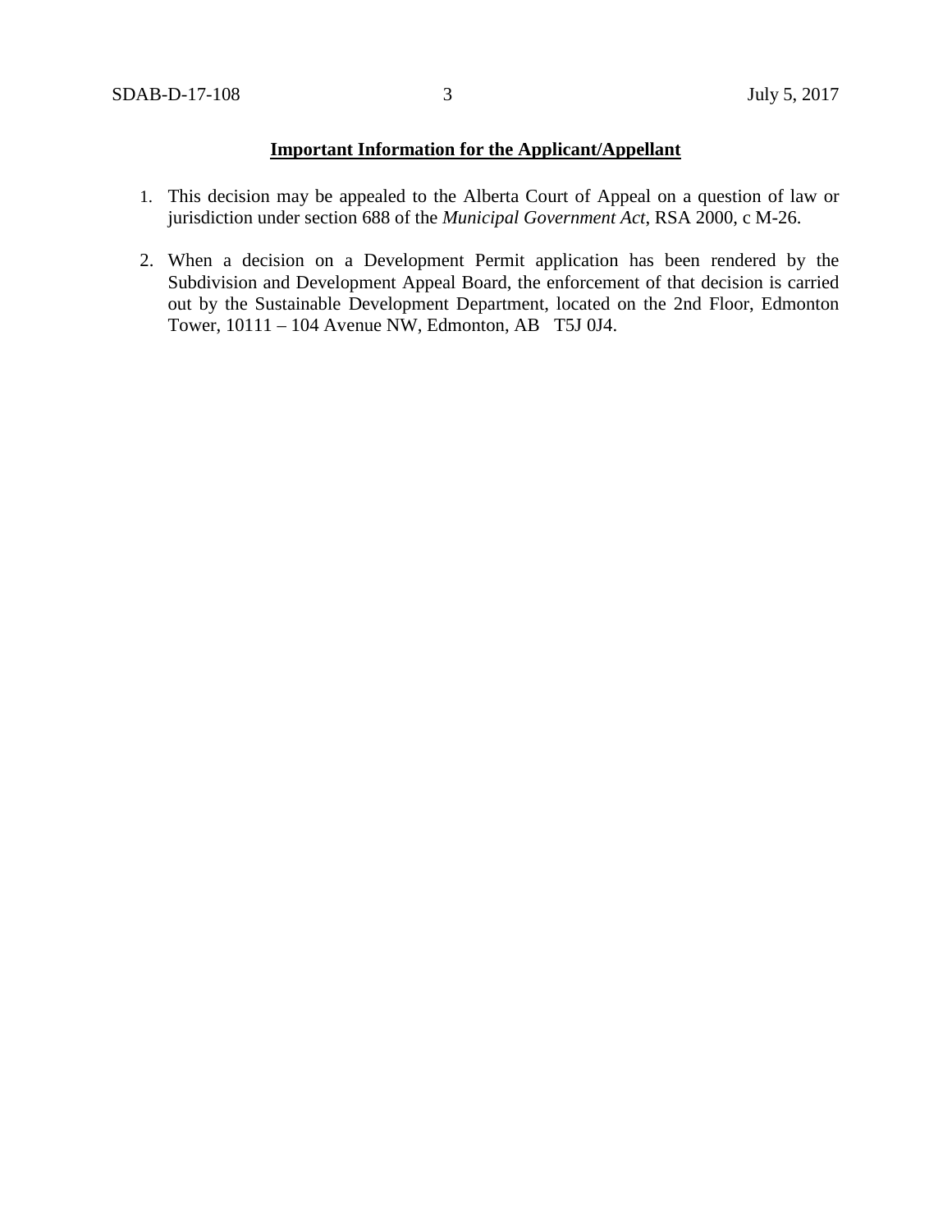**Important Information for the Applicant/Appellant**

1. This decision may be appealed to the Alberta Court of Appeal on a question of law or jurisdiction under section 688 of the *Municipal Government Act*, RSA 2000, c M-26.

2. When a decision on a Development Permit application has been rendered by the Subdivision and Development Appeal Board, the enforcement of that decision is carried out by the Sustainable Development Department, located on the 2nd Floor, Edmonton Tower, 10111 – 104 Avenue NW, Edmonton, AB T5J 0J4.